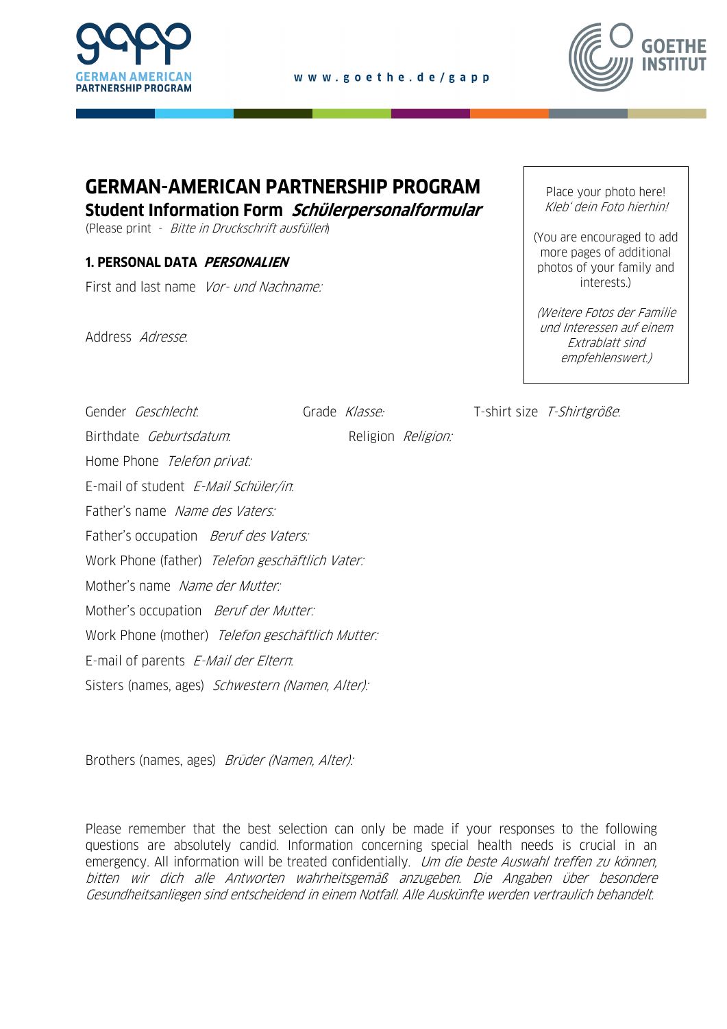GERMAN AMERICAN PARTNERSHIP PROGRAM

www.goethe.de/gapp

GOETHE INSTITUT

# GERMAN-AMERICAN PARTNERSHIP PROGRAM

## Student Information Form *Schülerpersonalformular*

(Please print - *Bitte in Druckschrift ausfüllen*)

Place your photo here!
*Kleb' dein Foto hierhin!*

(You are encouraged to add more pages of additional photos of your family and interests.)

*(Weitere Fotos der Familie und Interessen auf einem Extrablatt sind empfehlenswert.)*

### 1. PERSONAL DATA *PERSONALIEN*

First and last name *Vor- und Nachname:*

Address *Adresse:*

Gender *Geschlecht:* Grade *Klasse:* T-shirt size *T-Shirtgröße:*

Birthdate *Geburtsdatum:* Religion *Religion:*

Home Phone *Telefon privat:*

E-mail of student *E-Mail Schüler/in:*

Father's name *Name des Vaters:*

Father's occupation *Beruf des Vaters:*

Work Phone (father) *Telefon geschäftlich Vater:*

Mother's name *Name der Mutter:*

Mother's occupation *Beruf der Mutter:*

Work Phone (mother) *Telefon geschäftlich Mutter:*

E-mail of parents *E-Mail der Eltern:*

Sisters (names, ages) *Schwestern (Namen, Alter):*

Brothers (names, ages) *Brüder (Namen, Alter):*

Please remember that the best selection can only be made if your responses to the following questions are absolutely candid. Information concerning special health needs is crucial in an emergency. All information will be treated confidentially. *Um die beste Auswahl treffen zu können, bitten wir dich alle Antworten wahrheitsgemäß anzugeben. Die Angaben über besondere Gesundheitsanliegen sind entscheidend in einem Notfall. Alle Auskünfte werden vertraulich behandelt.*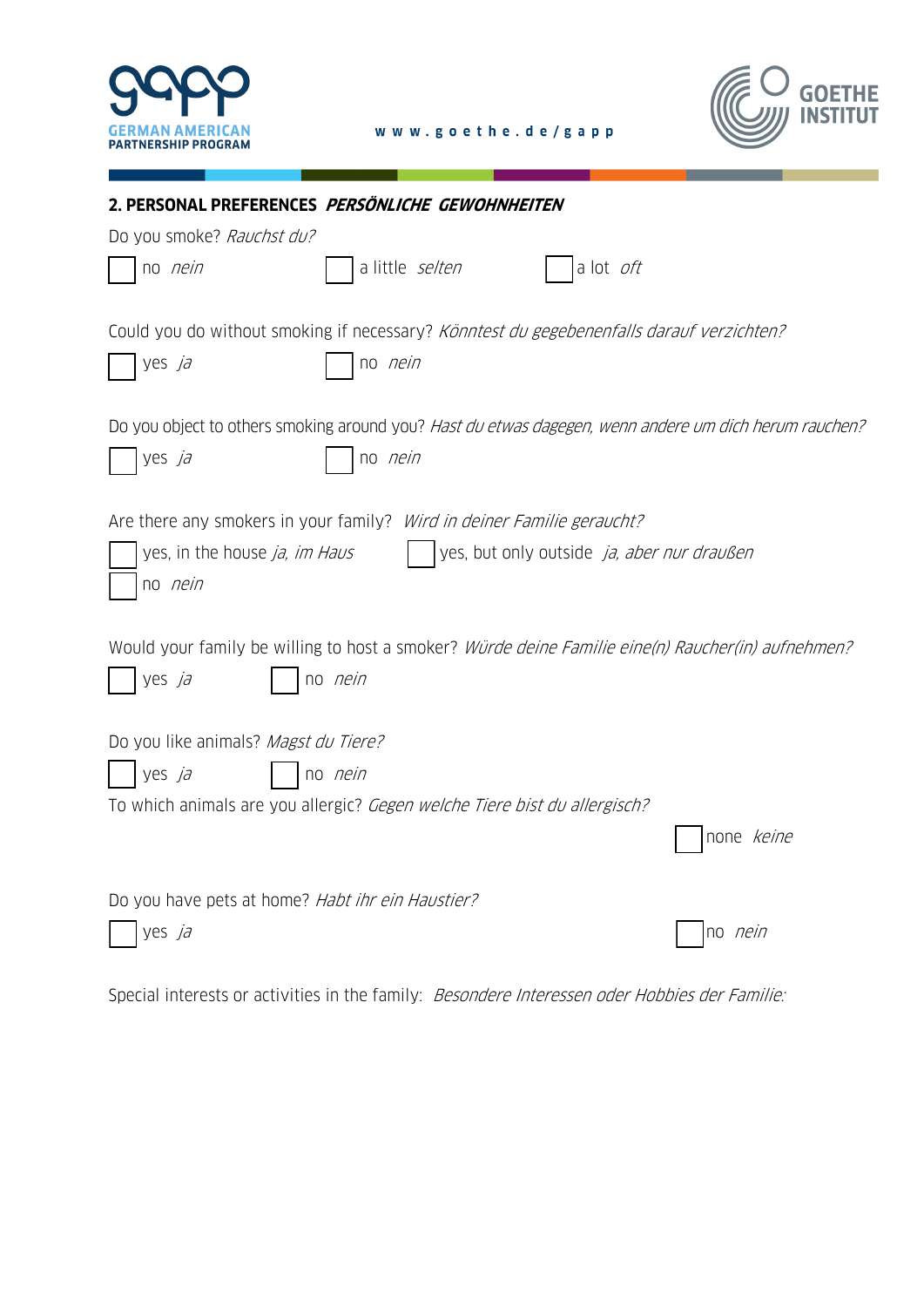## 2. PERSONAL PREFERENCES *PERSÖNLICHE GEWOHNHEITEN*

Do you smoke? *Rauchst du?*

☐ no *nein* ☐ a little *selten* ☐ a lot *oft*

Could you do without smoking if necessary? *Könntest du gegebenenfalls darauf verzichten?*

☐ yes *ja* ☐ no *nein*

Do you object to others smoking around you? *Hast du etwas dagegen, wenn andere um dich herum rauchen?*

☐ yes *ja* ☐ no *nein*

Are there any smokers in your family? *Wird in deiner Familie geraucht?*

☐ yes, in the house *ja, im Haus* ☐ yes, but only outside *ja, aber nur draußen*

☐ no *nein*

Would your family be willing to host a smoker? *Würde deine Familie eine(n) Raucher(in) aufnehmen?*

☐ yes *ja* ☐ no *nein*

Do you like animals? *Magst du Tiere?*

☐ yes *ja* ☐ no *nein*

To which animals are you allergic? *Gegen welche Tiere bist du allergisch?*

☐ none *keine*

Do you have pets at home? *Habt ihr ein Haustier?*

☐ yes *ja* ☐ no *nein*

Special interests or activities in the family: *Besondere Interessen oder Hobbies der Familie:*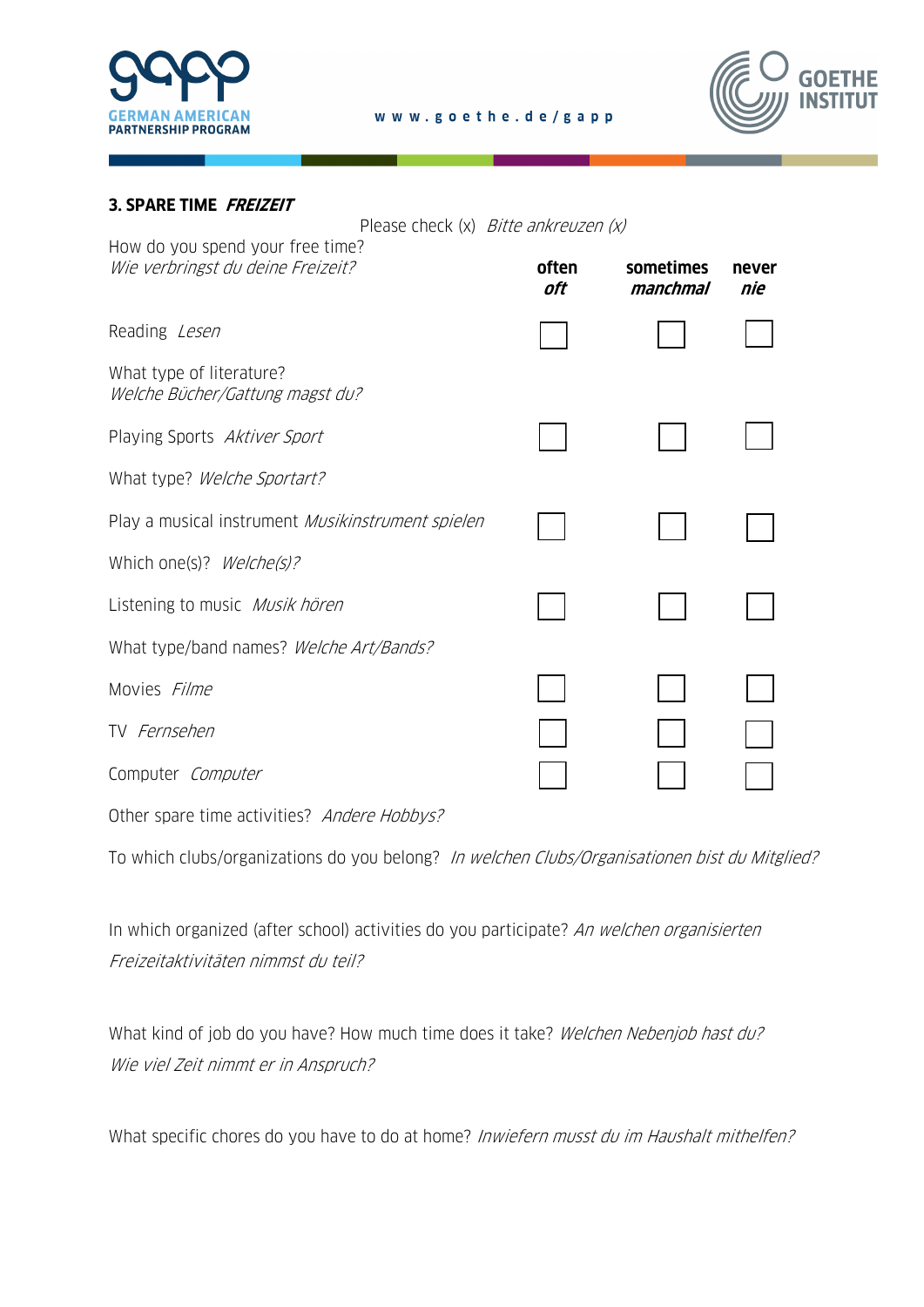## 3. SPARE TIME *FREIZEIT*

Please check (x) *Bitte ankreuzen (x)*

| How do you spend your free time? *Wie verbringst du deine Freizeit?* | **often** ***oft*** | **sometimes** ***manchmal*** | **never** ***nie*** |
|---|---|---|---|
| Reading *Lesen* | ☐ | ☐ | ☐ |
| What type of literature? *Welche Bücher/Gattung magst du?* | | | |
| Playing Sports *Aktiver Sport* | ☐ | ☐ | ☐ |
| What type? *Welche Sportart?* | | | |
| Play a musical instrument *Musikinstrument spielen* | ☐ | ☐ | ☐ |
| Which one(s)? *Welche(s)?* | | | |
| Listening to music *Musik hören* | ☐ | ☐ | ☐ |
| What type/band names? *Welche Art/Bands?* | | | |
| Movies *Filme* | ☐ | ☐ | ☐ |
| TV *Fernsehen* | ☐ | ☐ | ☐ |
| Computer *Computer* | ☐ | ☐ | ☐ |

Other spare time activities? *Andere Hobbys?*

To which clubs/organizations do you belong? *In welchen Clubs/Organisationen bist du Mitglied?*

In which organized (after school) activities do you participate? *An welchen organisierten Freizeitaktivitäten nimmst du teil?*

What kind of job do you have? How much time does it take? *Welchen Nebenjob hast du? Wie viel Zeit nimmt er in Anspruch?*

What specific chores do you have to do at home? *Inwiefern musst du im Haushalt mithelfen?*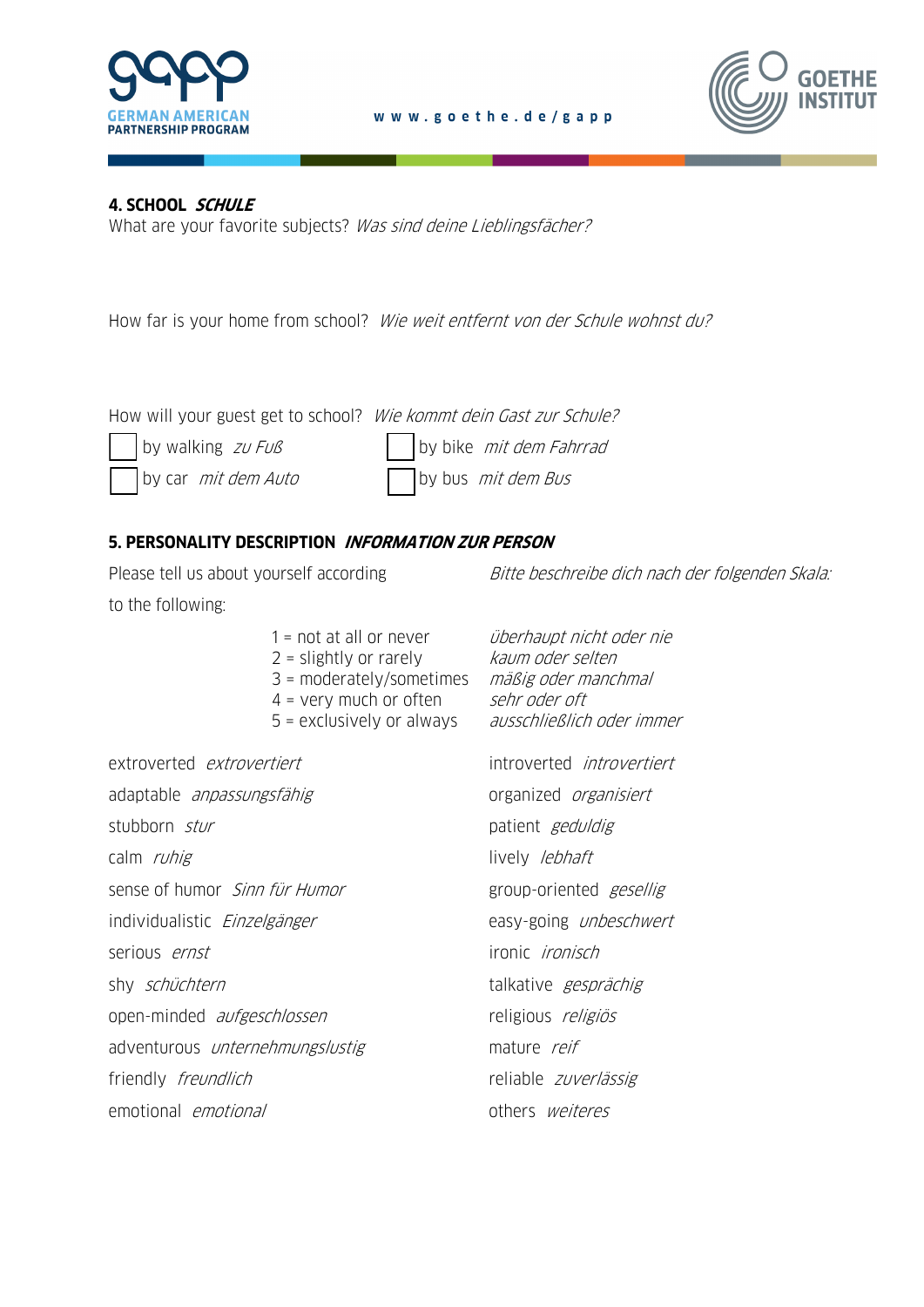## 4. SCHOOL *SCHULE*

What are your favorite subjects? *Was sind deine Lieblingsfächer?*

How far is your home from school? *Wie weit entfernt von der Schule wohnst du?*

How will your guest get to school? *Wie kommt dein Gast zur Schule?*

☐ by walking *zu Fuß*  
☐ by bike *mit dem Fahrrad*  
☐ by car *mit dem Auto*  
☐ by bus *mit dem Bus*

## 5. PERSONALITY DESCRIPTION *INFORMATION ZUR PERSON*

Please tell us about yourself according to the following: *Bitte beschreibe dich nach der folgenden Skala:*

| | |
|---|---|
| 1 = not at all or never | *überhaupt nicht oder nie* |
| 2 = slightly or rarely | *kaum oder selten* |
| 3 = moderately/sometimes | *mäßig oder manchmal* |
| 4 = very much or often | *sehr oder oft* |
| 5 = exclusively or always | *ausschließlich oder immer* |

| | |
|---|---|
| extroverted *extrovertiert* | introverted *introvertiert* |
| adaptable *anpassungsfähig* | organized *organisiert* |
| stubborn *stur* | patient *geduldig* |
| calm *ruhig* | lively *lebhaft* |
| sense of humor *Sinn für Humor* | group-oriented *gesellig* |
| individualistic *Einzelgänger* | easy-going *unbeschwert* |
| serious *ernst* | ironic *ironisch* |
| shy *schüchtern* | talkative *gesprächig* |
| open-minded *aufgeschlossen* | religious *religiös* |
| adventurous *unternehmungslustig* | mature *reif* |
| friendly *freundlich* | reliable *zuverlässig* |
| emotional *emotional* | others *weiteres* |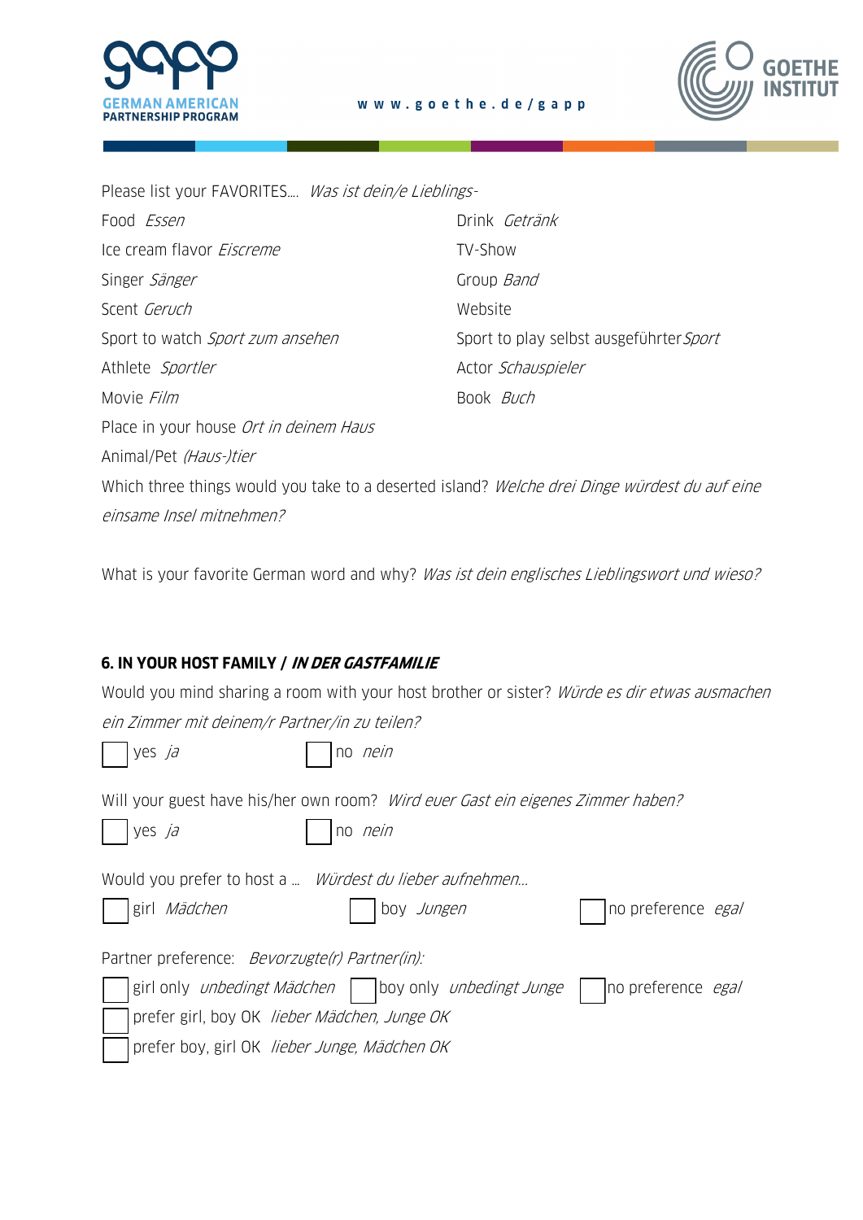Please list your FAVORITES…. *Was ist dein/e Lieblings-*

Food *Essen*

Drink *Getränk*

Ice cream flavor *Eiscreme*

TV-Show

Singer *Sänger*

Group *Band*

Scent *Geruch*

Website

Sport to watch *Sport zum ansehen*

Sport to play selbst ausgeführter *Sport*

Athlete *Sportler*

Actor *Schauspieler*

Movie *Film*

Book *Buch*

Place in your house *Ort in deinem Haus*

Animal/Pet *(Haus-)tier*

Which three things would you take to a deserted island? *Welche drei Dinge würdest du auf eine einsame Insel mitnehmen?*

What is your favorite German word and why? *Was ist dein englisches Lieblingswort und wieso?*

## 6. IN YOUR HOST FAMILY / *IN DER GASTFAMILIE*

Would you mind sharing a room with your host brother or sister? *Würde es dir etwas ausmachen ein Zimmer mit deinem/r Partner/in zu teilen?*

☐ yes *ja* ☐ no *nein*

Will your guest have his/her own room? *Wird euer Gast ein eigenes Zimmer haben?*

☐ yes *ja* ☐ no *nein*

Would you prefer to host a … *Würdest du lieber aufnehmen…*

☐ girl *Mädchen* ☐ boy *Jungen* ☐ no preference *egal*

Partner preference: *Bevorzugte(r) Partner(in):*

☐ girl only *unbedingt Mädchen* ☐ boy only *unbedingt Junge* ☐ no preference *egal*

☐ prefer girl, boy OK *lieber Mädchen, Junge OK*

☐ prefer boy, girl OK *lieber Junge, Mädchen OK*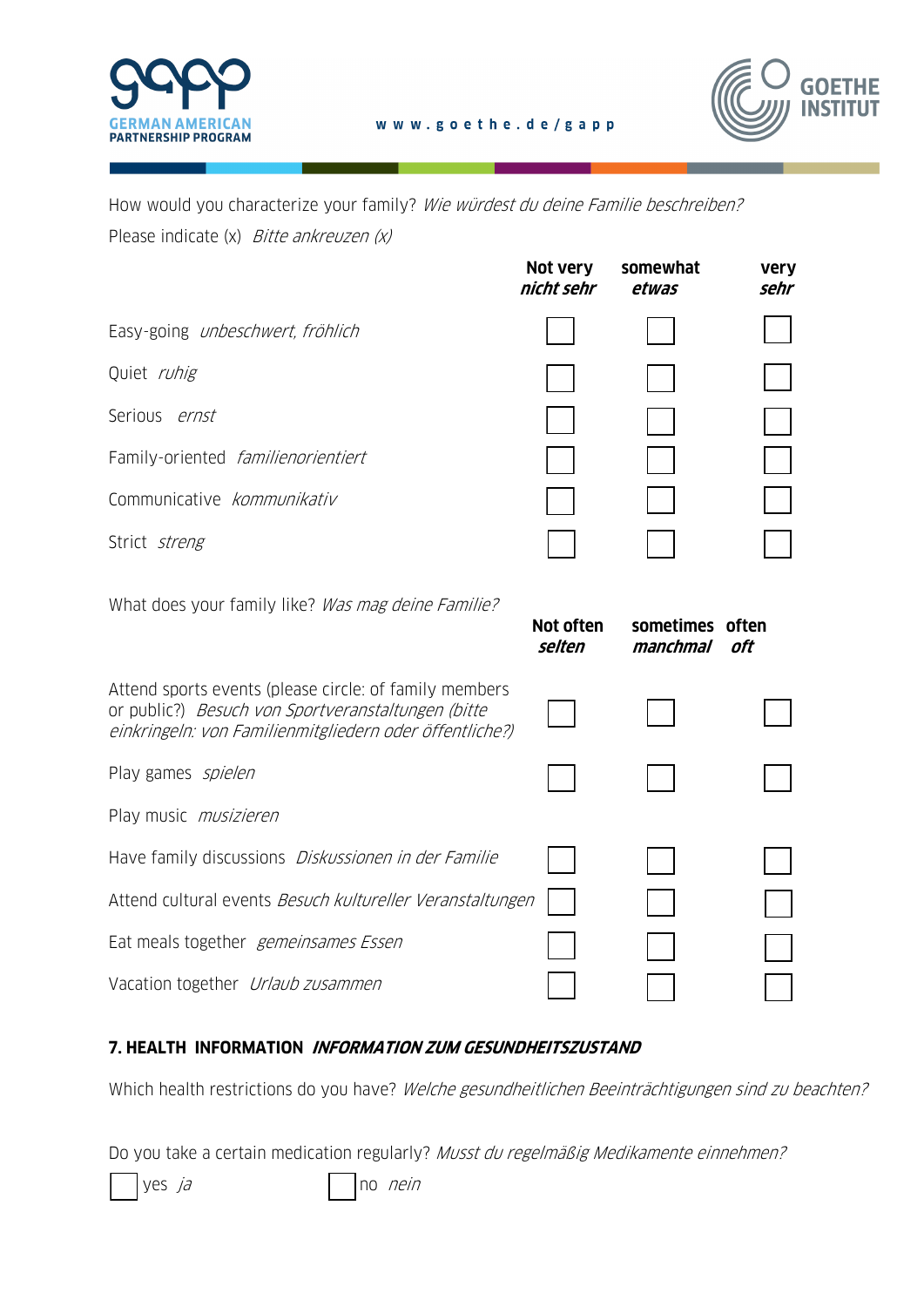How would you characterize your family? *Wie würdest du deine Familie beschreiben?*

Please indicate (x) *Bitte ankreuzen (x)*

| | **Not very** ***nicht sehr*** | **somewhat** ***etwas*** | **very** ***sehr*** |
|---|---|---|---|
| Easy-going *unbeschwert, fröhlich* | ☐ | ☐ | ☐ |
| Quiet *ruhig* | ☐ | ☐ | ☐ |
| Serious *ernst* | ☐ | ☐ | ☐ |
| Family-oriented *familienorientiert* | ☐ | ☐ | ☐ |
| Communicative *kommunikativ* | ☐ | ☐ | ☐ |
| Strict *streng* | ☐ | ☐ | ☐ |

What does your family like? *Was mag deine Familie?*

| | **Not often** ***selten*** | **sometimes** ***manchmal*** | **often** ***oft*** |
|---|---|---|---|
| Attend sports events (please circle: of family members or public?) *Besuch von Sportveranstaltungen (bitte einkringeln: von Familienmitgliedern oder öffentliche?)* | ☐ | ☐ | ☐ |
| Play games *spielen* | ☐ | ☐ | ☐ |
| Play music *musizieren* | | | |
| Have family discussions *Diskussionen in der Familie* | ☐ | ☐ | ☐ |
| Attend cultural events *Besuch kultureller Veranstaltungen* | ☐ | ☐ | ☐ |
| Eat meals together *gemeinsames Essen* | ☐ | ☐ | ☐ |
| Vacation together *Urlaub zusammen* | ☐ | ☐ | ☐ |

## 7. HEALTH INFORMATION *INFORMATION ZUM GESUNDHEITSZUSTAND*

Which health restrictions do you have? *Welche gesundheitlichen Beeinträchtigungen sind zu beachten?*

Do you take a certain medication regularly? *Musst du regelmäßig Medikamente einnehmen?*

☐ yes *ja* ☐ no *nein*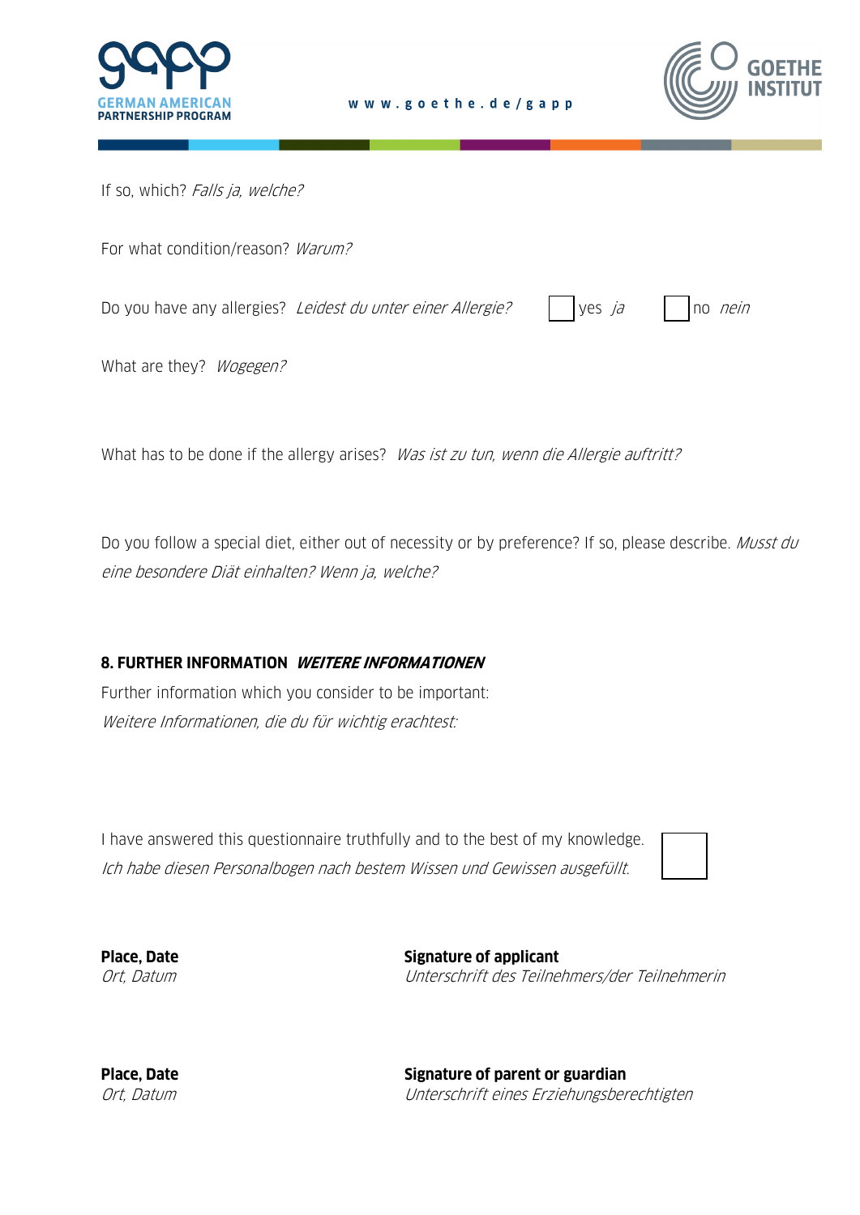If so, which? *Falls ja, welche?*

For what condition/reason? *Warum?*

Do you have any allergies? *Leidest du unter einer Allergie?* ☐ yes *ja* ☐ no *nein*

What are they? *Wogegen?*

What has to be done if the allergy arises? *Was ist zu tun, wenn die Allergie auftritt?*

Do you follow a special diet, either out of necessity or by preference? If so, please describe. *Musst du eine besondere Diät einhalten? Wenn ja, welche?*

## 8. FURTHER INFORMATION *WEITERE INFORMATIONEN*

Further information which you consider to be important:
*Weitere Informationen, die du für wichtig erachtest:*

I have answered this questionnaire truthfully and to the best of my knowledge. ☐
*Ich habe diesen Personalbogen nach bestem Wissen und Gewissen ausgefüllt.*

**Place, Date**
*Ort, Datum*

**Signature of applicant**
*Unterschrift des Teilnehmers/der Teilnehmerin*

**Place, Date**
*Ort, Datum*

**Signature of parent or guardian**
*Unterschrift eines Erziehungsberechtigten*